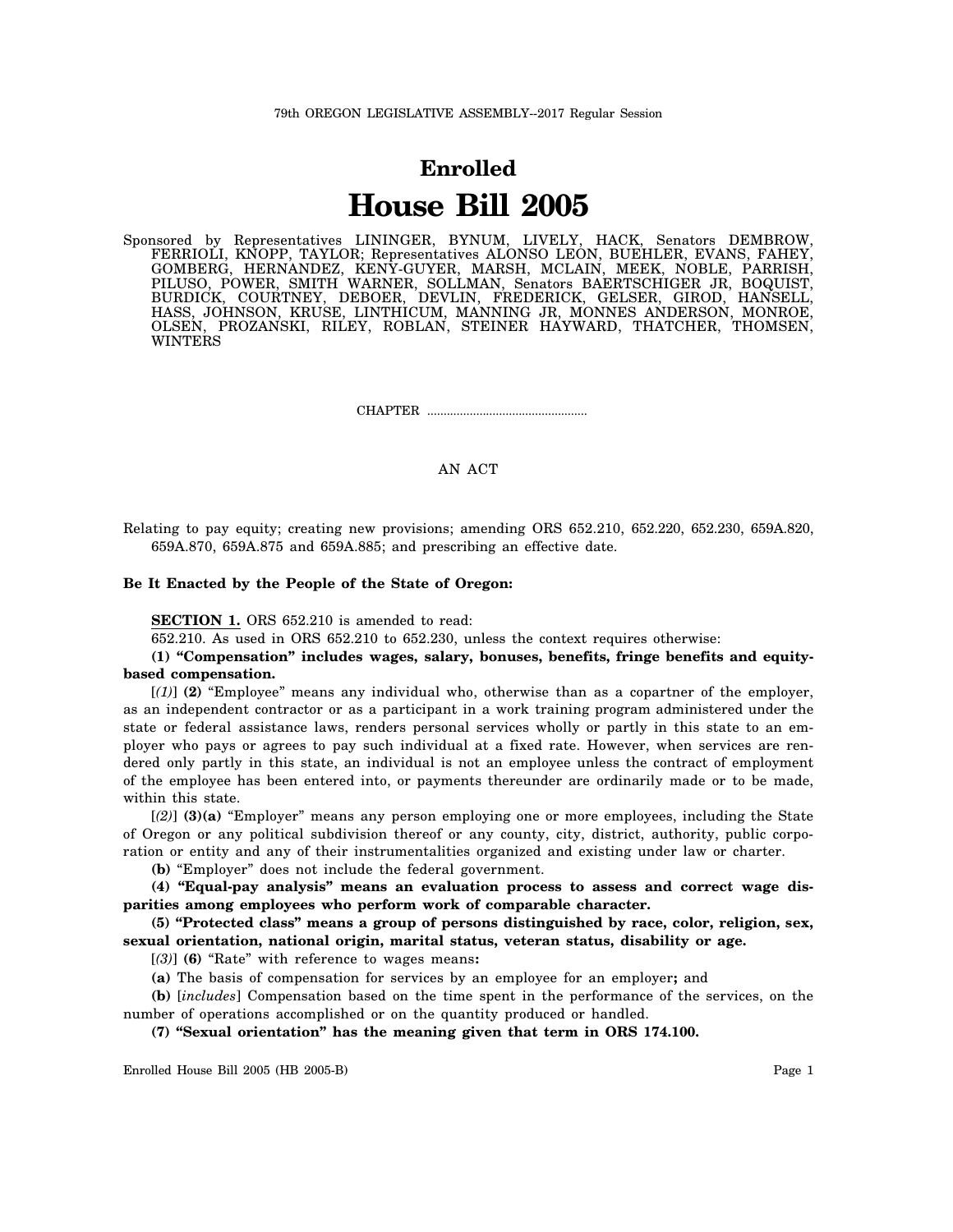79th OREGON LEGISLATIVE ASSEMBLY--2017 Regular Session

# Enrolled

# House Bill 2005

Sponsored by Representatives LININGER, BYNUM, LIVELY, HACK, Senators DEMBROW, FERRIOLI, KNOPP, TAYLOR; Representatives ALONSO LEON, BUEHLER, EVANS, FAHEY, GOMBERG, HERNANDEZ, KENY-GUYER, MARSH, MCLAIN, MEEK, NOBLE, PARRISH, PILUSO, POWER, SMITH WARNER, SOLLMAN, Senators BAERTSCHIGER JR, BOQUIST, BURDICK, COURTNEY, DEBOER, DEVLIN, FREDERICK, GELSER, GIROD, HANSELL, HASS, JOHNSON, KRUSE, LINTHICUM, MANNING JR, MONNES ANDERSON, MONROE, OLSEN, PROZANSKI, RILEY, ROBLAN, STEINER HAYWARD, THATCHER, THOMSEN, WINTERS

CHAPTER .................................................

AN ACT

Relating to pay equity; creating new provisions; amending ORS 652.210, 652.220, 652.230, 659A.820, 659A.870, 659A.875 and 659A.885; and prescribing an effective date.

**Be It Enacted by the People of the State of Oregon:**

**SECTION 1.** ORS 652.210 is amended to read:

652.210. As used in ORS 652.210 to 652.230, unless the context requires otherwise:

**(1) "Compensation" includes wages, salary, bonuses, benefits, fringe benefits and equity-based compensation.**

[*(1)*] **(2)** "Employee" means any individual who, otherwise than as a copartner of the employer, as an independent contractor or as a participant in a work training program administered under the state or federal assistance laws, renders personal services wholly or partly in this state to an employer who pays or agrees to pay such individual at a fixed rate. However, when services are rendered only partly in this state, an individual is not an employee unless the contract of employment of the employee has been entered into, or payments thereunder are ordinarily made or to be made, within this state.

[*(2)*] **(3)(a)** "Employer" means any person employing one or more employees, including the State of Oregon or any political subdivision thereof or any county, city, district, authority, public corporation or entity and any of their instrumentalities organized and existing under law or charter.

**(b)** "Employer" does not include the federal government.

**(4) "Equal-pay analysis" means an evaluation process to assess and correct wage disparities among employees who perform work of comparable character.**

**(5) "Protected class" means a group of persons distinguished by race, color, religion, sex, sexual orientation, national origin, marital status, veteran status, disability or age.**

[*(3)*] **(6)** "Rate" with reference to wages means**:**

**(a)** The basis of compensation for services by an employee for an employer**;** and

**(b)** [*includes*] Compensation based on the time spent in the performance of the services, on the number of operations accomplished or on the quantity produced or handled.

**(7) "Sexual orientation" has the meaning given that term in ORS 174.100.**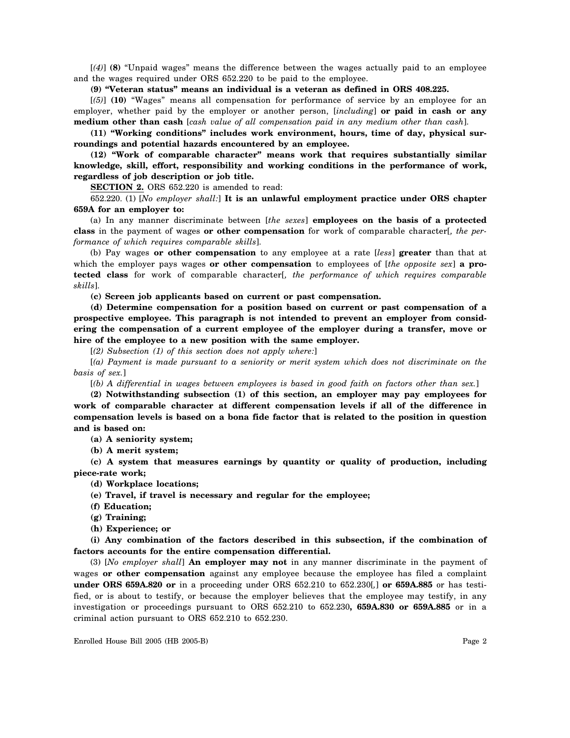[*(4)*] **(8)** "Unpaid wages" means the difference between the wages actually paid to an employee and the wages required under ORS 652.220 to be paid to the employee.

**(9) "Veteran status" means an individual is a veteran as defined in ORS 408.225.**

[*(5)*] **(10)** "Wages" means all compensation for performance of service by an employee for an employer, whether paid by the employer or another person, [*including*] **or paid in cash or any medium other than cash** [*cash value of all compensation paid in any medium other than cash*].

**(11) "Working conditions" includes work environment, hours, time of day, physical surroundings and potential hazards encountered by an employee.**

**(12) "Work of comparable character" means work that requires substantially similar knowledge, skill, effort, responsibility and working conditions in the performance of work, regardless of job description or job title.**

**SECTION 2.** ORS 652.220 is amended to read:

652.220. (1) [*No employer shall:*] **It is an unlawful employment practice under ORS chapter 659A for an employer to:**

(a) In any manner discriminate between [*the sexes*] **employees on the basis of a protected class** in the payment of wages **or other compensation** for work of comparable character[*, the performance of which requires comparable skills*].

(b) Pay wages **or other compensation** to any employee at a rate [*less*] **greater** than that at which the employer pays wages **or other compensation** to employees of [*the opposite sex*] **a protected class** for work of comparable character[*, the performance of which requires comparable skills*].

**(c) Screen job applicants based on current or past compensation.**

**(d) Determine compensation for a position based on current or past compensation of a prospective employee. This paragraph is not intended to prevent an employer from considering the compensation of a current employee of the employer during a transfer, move or hire of the employee to a new position with the same employer.**

[*(2) Subsection (1) of this section does not apply where:*]

[*(a) Payment is made pursuant to a seniority or merit system which does not discriminate on the basis of sex.*]

[*(b) A differential in wages between employees is based in good faith on factors other than sex.*]

**(2) Notwithstanding subsection (1) of this section, an employer may pay employees for work of comparable character at different compensation levels if all of the difference in compensation levels is based on a bona fide factor that is related to the position in question and is based on:**

**(a) A seniority system;**

**(b) A merit system;**

**(c) A system that measures earnings by quantity or quality of production, including piece-rate work;**

**(d) Workplace locations;**

**(e) Travel, if travel is necessary and regular for the employee;**

**(f) Education;**

**(g) Training;**

**(h) Experience; or**

**(i) Any combination of the factors described in this subsection, if the combination of factors accounts for the entire compensation differential.**

(3) [*No employer shall*] **An employer may not** in any manner discriminate in the payment of wages **or other compensation** against any employee because the employee has filed a complaint **under ORS 659A.820 or** in a proceeding under ORS 652.210 to 652.230[*,*] **or 659A.885** or has testified, or is about to testify, or because the employer believes that the employee may testify, in any investigation or proceedings pursuant to ORS 652.210 to 652.230**, 659A.830 or 659A.885** or in a criminal action pursuant to ORS 652.210 to 652.230.

Enrolled House Bill 2005 (HB 2005-B)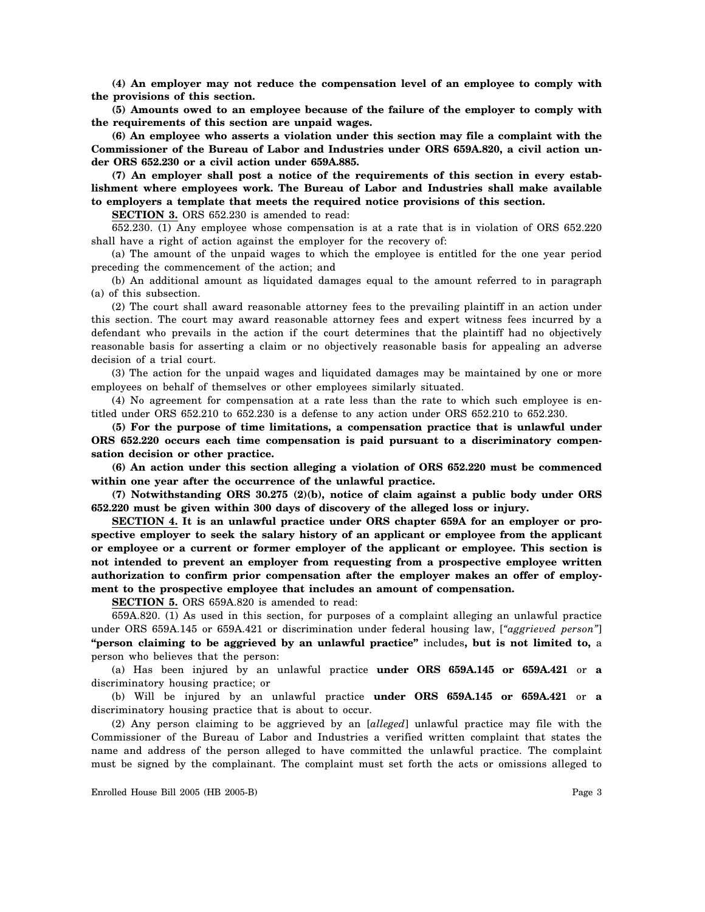**(4) An employer may not reduce the compensation level of an employee to comply with the provisions of this section.**

**(5) Amounts owed to an employee because of the failure of the employer to comply with the requirements of this section are unpaid wages.**

**(6) An employee who asserts a violation under this section may file a complaint with the Commissioner of the Bureau of Labor and Industries under ORS 659A.820, a civil action under ORS 652.230 or a civil action under 659A.885.**

**(7) An employer shall post a notice of the requirements of this section in every establishment where employees work. The Bureau of Labor and Industries shall make available to employers a template that meets the required notice provisions of this section.**

**SECTION 3.** ORS 652.230 is amended to read:

652.230. (1) Any employee whose compensation is at a rate that is in violation of ORS 652.220 shall have a right of action against the employer for the recovery of:

(a) The amount of the unpaid wages to which the employee is entitled for the one year period preceding the commencement of the action; and

(b) An additional amount as liquidated damages equal to the amount referred to in paragraph (a) of this subsection.

(2) The court shall award reasonable attorney fees to the prevailing plaintiff in an action under this section. The court may award reasonable attorney fees and expert witness fees incurred by a defendant who prevails in the action if the court determines that the plaintiff had no objectively reasonable basis for asserting a claim or no objectively reasonable basis for appealing an adverse decision of a trial court.

(3) The action for the unpaid wages and liquidated damages may be maintained by one or more employees on behalf of themselves or other employees similarly situated.

(4) No agreement for compensation at a rate less than the rate to which such employee is entitled under ORS 652.210 to 652.230 is a defense to any action under ORS 652.210 to 652.230.

**(5) For the purpose of time limitations, a compensation practice that is unlawful under ORS 652.220 occurs each time compensation is paid pursuant to a discriminatory compensation decision or other practice.**

**(6) An action under this section alleging a violation of ORS 652.220 must be commenced within one year after the occurrence of the unlawful practice.**

**(7) Notwithstanding ORS 30.275 (2)(b), notice of claim against a public body under ORS 652.220 must be given within 300 days of discovery of the alleged loss or injury.**

**SECTION 4. It is an unlawful practice under ORS chapter 659A for an employer or prospective employer to seek the salary history of an applicant or employee from the applicant or employee or a current or former employer of the applicant or employee. This section is not intended to prevent an employer from requesting from a prospective employee written authorization to confirm prior compensation after the employer makes an offer of employment to the prospective employee that includes an amount of compensation.**

**SECTION 5.** ORS 659A.820 is amended to read:

659A.820. (1) As used in this section, for purposes of a complaint alleging an unlawful practice under ORS 659A.145 or 659A.421 or discrimination under federal housing law, [*"aggrieved person"*] **"person claiming to be aggrieved by an unlawful practice"** includes**, but is not limited to,** a person who believes that the person:

(a) Has been injured by an unlawful practice **under ORS 659A.145 or 659A.421** or **a** discriminatory housing practice; or

(b) Will be injured by an unlawful practice **under ORS 659A.145 or 659A.421** or **a** discriminatory housing practice that is about to occur.

(2) Any person claiming to be aggrieved by an [*alleged*] unlawful practice may file with the Commissioner of the Bureau of Labor and Industries a verified written complaint that states the name and address of the person alleged to have committed the unlawful practice. The complaint must be signed by the complainant. The complaint must set forth the acts or omissions alleged to

Enrolled House Bill 2005 (HB 2005-B)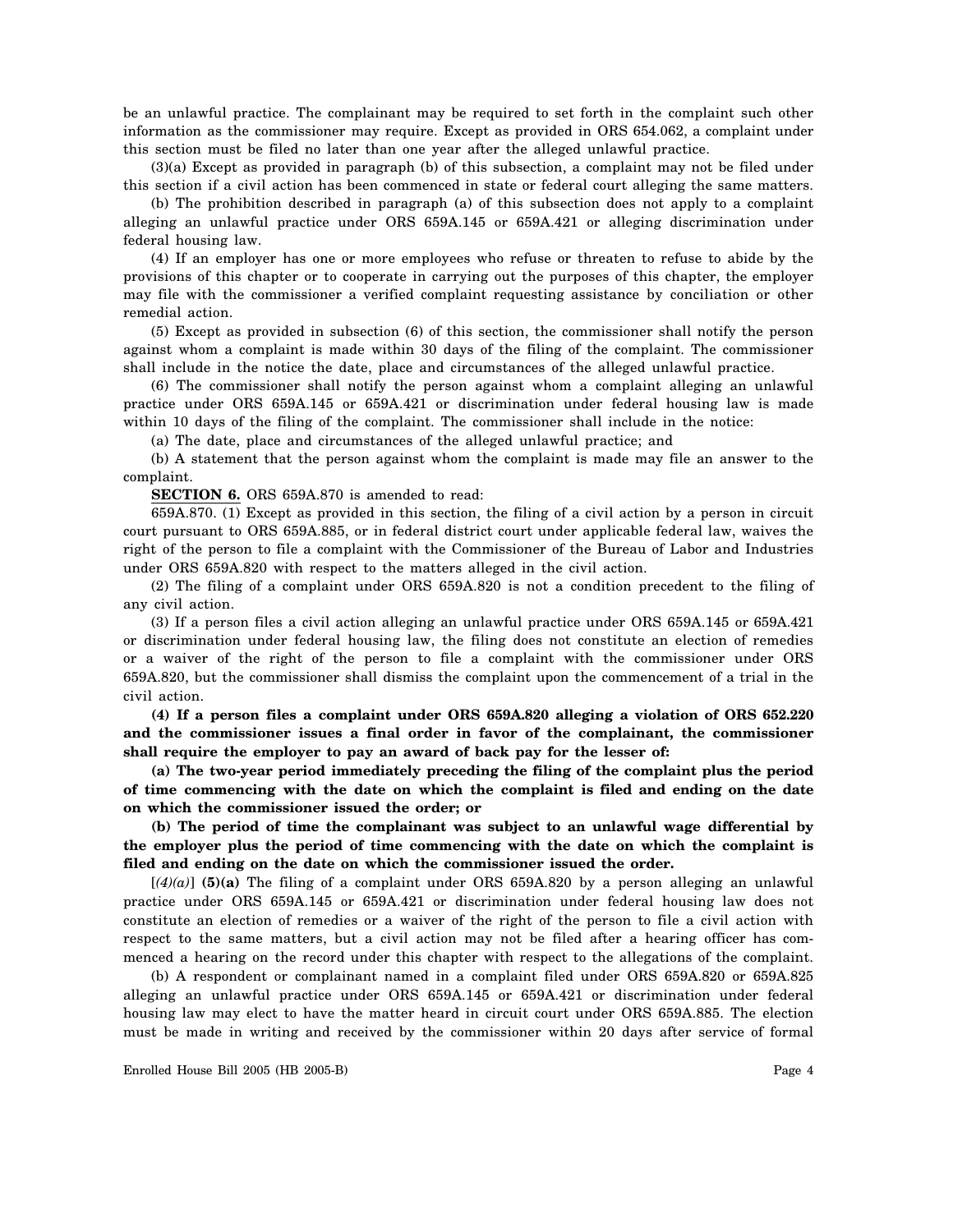be an unlawful practice. The complainant may be required to set forth in the complaint such other information as the commissioner may require. Except as provided in ORS 654.062, a complaint under this section must be filed no later than one year after the alleged unlawful practice.

(3)(a) Except as provided in paragraph (b) of this subsection, a complaint may not be filed under this section if a civil action has been commenced in state or federal court alleging the same matters.

(b) The prohibition described in paragraph (a) of this subsection does not apply to a complaint alleging an unlawful practice under ORS 659A.145 or 659A.421 or alleging discrimination under federal housing law.

(4) If an employer has one or more employees who refuse or threaten to refuse to abide by the provisions of this chapter or to cooperate in carrying out the purposes of this chapter, the employer may file with the commissioner a verified complaint requesting assistance by conciliation or other remedial action.

(5) Except as provided in subsection (6) of this section, the commissioner shall notify the person against whom a complaint is made within 30 days of the filing of the complaint. The commissioner shall include in the notice the date, place and circumstances of the alleged unlawful practice.

(6) The commissioner shall notify the person against whom a complaint alleging an unlawful practice under ORS 659A.145 or 659A.421 or discrimination under federal housing law is made within 10 days of the filing of the complaint. The commissioner shall include in the notice:

(a) The date, place and circumstances of the alleged unlawful practice; and

(b) A statement that the person against whom the complaint is made may file an answer to the complaint.

**SECTION 6.** ORS 659A.870 is amended to read:

659A.870. (1) Except as provided in this section, the filing of a civil action by a person in circuit court pursuant to ORS 659A.885, or in federal district court under applicable federal law, waives the right of the person to file a complaint with the Commissioner of the Bureau of Labor and Industries under ORS 659A.820 with respect to the matters alleged in the civil action.

(2) The filing of a complaint under ORS 659A.820 is not a condition precedent to the filing of any civil action.

(3) If a person files a civil action alleging an unlawful practice under ORS 659A.145 or 659A.421 or discrimination under federal housing law, the filing does not constitute an election of remedies or a waiver of the right of the person to file a complaint with the commissioner under ORS 659A.820, but the commissioner shall dismiss the complaint upon the commencement of a trial in the civil action.

**(4) If a person files a complaint under ORS 659A.820 alleging a violation of ORS 652.220 and the commissioner issues a final order in favor of the complainant, the commissioner shall require the employer to pay an award of back pay for the lesser of:**

**(a) The two-year period immediately preceding the filing of the complaint plus the period of time commencing with the date on which the complaint is filed and ending on the date on which the commissioner issued the order; or**

**(b) The period of time the complainant was subject to an unlawful wage differential by the employer plus the period of time commencing with the date on which the complaint is filed and ending on the date on which the commissioner issued the order.**

[*(4)(a)*] **(5)(a)** The filing of a complaint under ORS 659A.820 by a person alleging an unlawful practice under ORS 659A.145 or 659A.421 or discrimination under federal housing law does not constitute an election of remedies or a waiver of the right of the person to file a civil action with respect to the same matters, but a civil action may not be filed after a hearing officer has commenced a hearing on the record under this chapter with respect to the allegations of the complaint.

(b) A respondent or complainant named in a complaint filed under ORS 659A.820 or 659A.825 alleging an unlawful practice under ORS 659A.145 or 659A.421 or discrimination under federal housing law may elect to have the matter heard in circuit court under ORS 659A.885. The election must be made in writing and received by the commissioner within 20 days after service of formal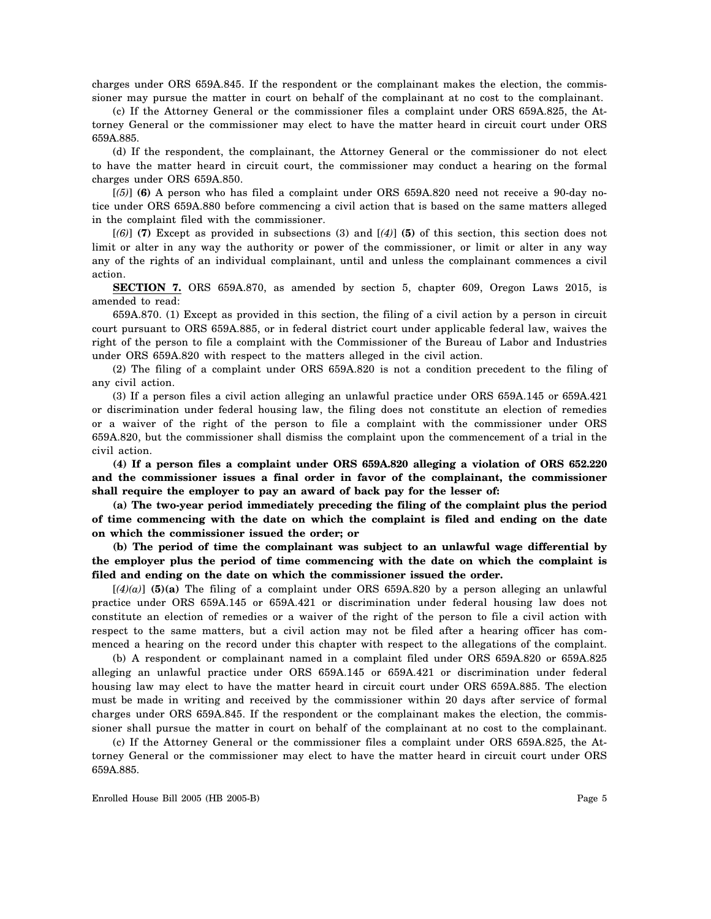charges under ORS 659A.845. If the respondent or the complainant makes the election, the commissioner may pursue the matter in court on behalf of the complainant at no cost to the complainant.

(c) If the Attorney General or the commissioner files a complaint under ORS 659A.825, the Attorney General or the commissioner may elect to have the matter heard in circuit court under ORS 659A.885.

(d) If the respondent, the complainant, the Attorney General or the commissioner do not elect to have the matter heard in circuit court, the commissioner may conduct a hearing on the formal charges under ORS 659A.850.

[*(5)*] **(6)** A person who has filed a complaint under ORS 659A.820 need not receive a 90-day notice under ORS 659A.880 before commencing a civil action that is based on the same matters alleged in the complaint filed with the commissioner.

[*(6)*] **(7)** Except as provided in subsections (3) and [*(4)*] **(5)** of this section, this section does not limit or alter in any way the authority or power of the commissioner, or limit or alter in any way any of the rights of an individual complainant, until and unless the complainant commences a civil action.

**SECTION 7.** ORS 659A.870, as amended by section 5, chapter 609, Oregon Laws 2015, is amended to read:

659A.870. (1) Except as provided in this section, the filing of a civil action by a person in circuit court pursuant to ORS 659A.885, or in federal district court under applicable federal law, waives the right of the person to file a complaint with the Commissioner of the Bureau of Labor and Industries under ORS 659A.820 with respect to the matters alleged in the civil action.

(2) The filing of a complaint under ORS 659A.820 is not a condition precedent to the filing of any civil action.

(3) If a person files a civil action alleging an unlawful practice under ORS 659A.145 or 659A.421 or discrimination under federal housing law, the filing does not constitute an election of remedies or a waiver of the right of the person to file a complaint with the commissioner under ORS 659A.820, but the commissioner shall dismiss the complaint upon the commencement of a trial in the civil action.

**(4) If a person files a complaint under ORS 659A.820 alleging a violation of ORS 652.220 and the commissioner issues a final order in favor of the complainant, the commissioner shall require the employer to pay an award of back pay for the lesser of:**

**(a) The two-year period immediately preceding the filing of the complaint plus the period of time commencing with the date on which the complaint is filed and ending on the date on which the commissioner issued the order; or**

**(b) The period of time the complainant was subject to an unlawful wage differential by the employer plus the period of time commencing with the date on which the complaint is filed and ending on the date on which the commissioner issued the order.**

[*(4)(a)*] **(5)(a)** The filing of a complaint under ORS 659A.820 by a person alleging an unlawful practice under ORS 659A.145 or 659A.421 or discrimination under federal housing law does not constitute an election of remedies or a waiver of the right of the person to file a civil action with respect to the same matters, but a civil action may not be filed after a hearing officer has commenced a hearing on the record under this chapter with respect to the allegations of the complaint.

(b) A respondent or complainant named in a complaint filed under ORS 659A.820 or 659A.825 alleging an unlawful practice under ORS 659A.145 or 659A.421 or discrimination under federal housing law may elect to have the matter heard in circuit court under ORS 659A.885. The election must be made in writing and received by the commissioner within 20 days after service of formal charges under ORS 659A.845. If the respondent or the complainant makes the election, the commissioner shall pursue the matter in court on behalf of the complainant at no cost to the complainant.

(c) If the Attorney General or the commissioner files a complaint under ORS 659A.825, the Attorney General or the commissioner may elect to have the matter heard in circuit court under ORS 659A.885.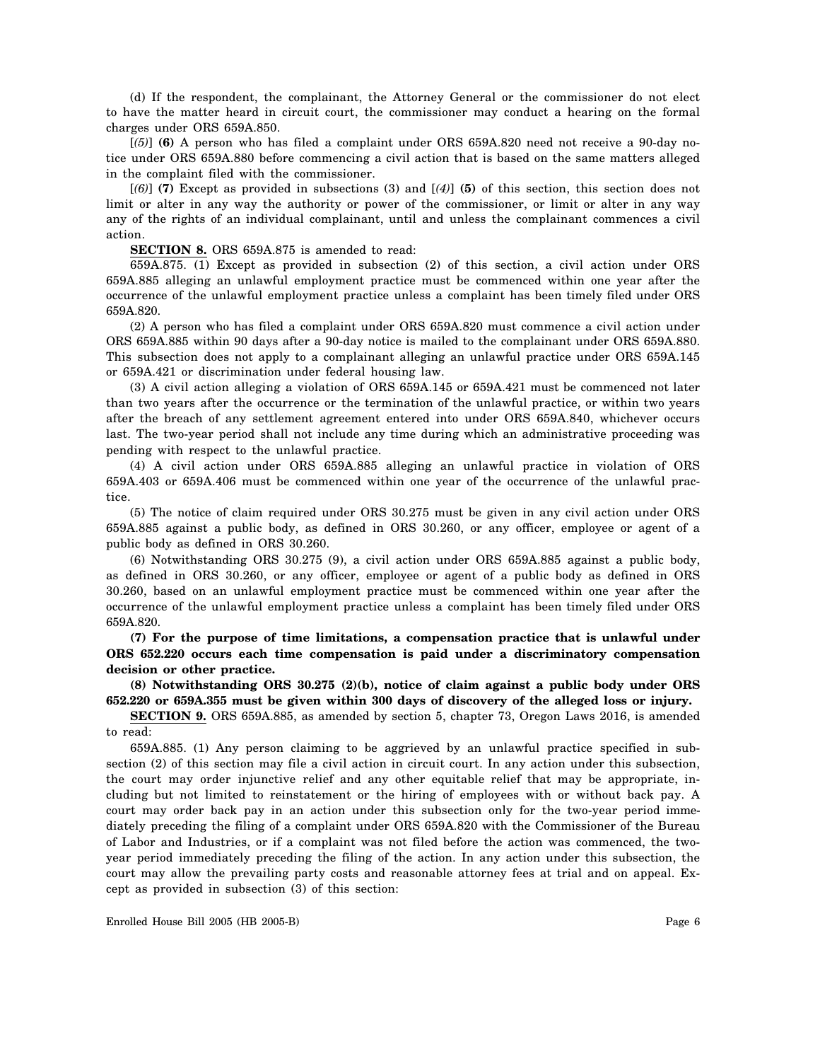(d) If the respondent, the complainant, the Attorney General or the commissioner do not elect to have the matter heard in circuit court, the commissioner may conduct a hearing on the formal charges under ORS 659A.850.

[*(5)*] **(6)** A person who has filed a complaint under ORS 659A.820 need not receive a 90-day notice under ORS 659A.880 before commencing a civil action that is based on the same matters alleged in the complaint filed with the commissioner.

[*(6)*] **(7)** Except as provided in subsections (3) and [*(4)*] **(5)** of this section, this section does not limit or alter in any way the authority or power of the commissioner, or limit or alter in any way any of the rights of an individual complainant, until and unless the complainant commences a civil action.

**SECTION 8.** ORS 659A.875 is amended to read:

659A.875. (1) Except as provided in subsection (2) of this section, a civil action under ORS 659A.885 alleging an unlawful employment practice must be commenced within one year after the occurrence of the unlawful employment practice unless a complaint has been timely filed under ORS 659A.820.

(2) A person who has filed a complaint under ORS 659A.820 must commence a civil action under ORS 659A.885 within 90 days after a 90-day notice is mailed to the complainant under ORS 659A.880. This subsection does not apply to a complainant alleging an unlawful practice under ORS 659A.145 or 659A.421 or discrimination under federal housing law.

(3) A civil action alleging a violation of ORS 659A.145 or 659A.421 must be commenced not later than two years after the occurrence or the termination of the unlawful practice, or within two years after the breach of any settlement agreement entered into under ORS 659A.840, whichever occurs last. The two-year period shall not include any time during which an administrative proceeding was pending with respect to the unlawful practice.

(4) A civil action under ORS 659A.885 alleging an unlawful practice in violation of ORS 659A.403 or 659A.406 must be commenced within one year of the occurrence of the unlawful practice.

(5) The notice of claim required under ORS 30.275 must be given in any civil action under ORS 659A.885 against a public body, as defined in ORS 30.260, or any officer, employee or agent of a public body as defined in ORS 30.260.

(6) Notwithstanding ORS 30.275 (9), a civil action under ORS 659A.885 against a public body, as defined in ORS 30.260, or any officer, employee or agent of a public body as defined in ORS 30.260, based on an unlawful employment practice must be commenced within one year after the occurrence of the unlawful employment practice unless a complaint has been timely filed under ORS 659A.820.

**(7) For the purpose of time limitations, a compensation practice that is unlawful under ORS 652.220 occurs each time compensation is paid under a discriminatory compensation decision or other practice.**

**(8) Notwithstanding ORS 30.275 (2)(b), notice of claim against a public body under ORS 652.220 or 659A.355 must be given within 300 days of discovery of the alleged loss or injury.**

**SECTION 9.** ORS 659A.885, as amended by section 5, chapter 73, Oregon Laws 2016, is amended to read:

659A.885. (1) Any person claiming to be aggrieved by an unlawful practice specified in subsection (2) of this section may file a civil action in circuit court. In any action under this subsection, the court may order injunctive relief and any other equitable relief that may be appropriate, including but not limited to reinstatement or the hiring of employees with or without back pay. A court may order back pay in an action under this subsection only for the two-year period immediately preceding the filing of a complaint under ORS 659A.820 with the Commissioner of the Bureau of Labor and Industries, or if a complaint was not filed before the action was commenced, the two-year period immediately preceding the filing of the action. In any action under this subsection, the court may allow the prevailing party costs and reasonable attorney fees at trial and on appeal. Except as provided in subsection (3) of this section:

Enrolled House Bill 2005 (HB 2005-B)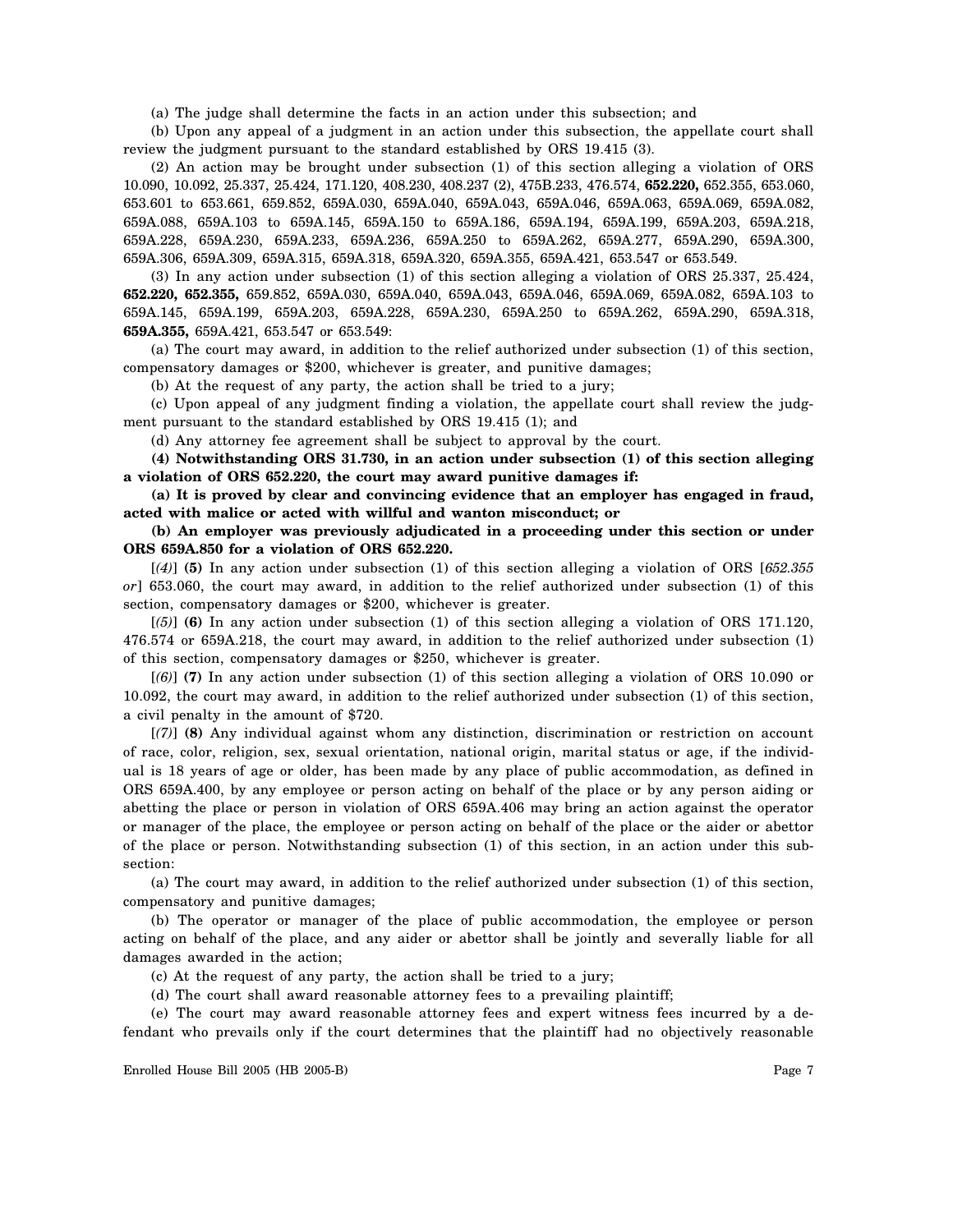(a) The judge shall determine the facts in an action under this subsection; and

(b) Upon any appeal of a judgment in an action under this subsection, the appellate court shall review the judgment pursuant to the standard established by ORS 19.415 (3).

(2) An action may be brought under subsection (1) of this section alleging a violation of ORS 10.090, 10.092, 25.337, 25.424, 171.120, 408.230, 408.237 (2), 475B.233, 476.574, **652.220,** 652.355, 653.060, 653.601 to 653.661, 659.852, 659A.030, 659A.040, 659A.043, 659A.046, 659A.063, 659A.069, 659A.082, 659A.088, 659A.103 to 659A.145, 659A.150 to 659A.186, 659A.194, 659A.199, 659A.203, 659A.218, 659A.228, 659A.230, 659A.233, 659A.236, 659A.250 to 659A.262, 659A.277, 659A.290, 659A.300, 659A.306, 659A.309, 659A.315, 659A.318, 659A.320, 659A.355, 659A.421, 653.547 or 653.549.

(3) In any action under subsection (1) of this section alleging a violation of ORS 25.337, 25.424, **652.220, 652.355,** 659.852, 659A.030, 659A.040, 659A.043, 659A.046, 659A.069, 659A.082, 659A.103 to 659A.145, 659A.199, 659A.203, 659A.228, 659A.230, 659A.250 to 659A.262, 659A.290, 659A.318, **659A.355,** 659A.421, 653.547 or 653.549:

(a) The court may award, in addition to the relief authorized under subsection (1) of this section, compensatory damages or $200, whichever is greater, and punitive damages;

(b) At the request of any party, the action shall be tried to a jury;

(c) Upon appeal of any judgment finding a violation, the appellate court shall review the judgment pursuant to the standard established by ORS 19.415 (1); and

(d) Any attorney fee agreement shall be subject to approval by the court.

**(4) Notwithstanding ORS 31.730, in an action under subsection (1) of this section alleging a violation of ORS 652.220, the court may award punitive damages if:**

**(a) It is proved by clear and convincing evidence that an employer has engaged in fraud, acted with malice or acted with willful and wanton misconduct; or**

**(b) An employer was previously adjudicated in a proceeding under this section or under ORS 659A.850 for a violation of ORS 652.220.**

[*(4)*] **(5)** In any action under subsection (1) of this section alleging a violation of ORS [*652.355 or*] 653.060, the court may award, in addition to the relief authorized under subsection (1) of this section, compensatory damages or $200, whichever is greater.

[*(5)*] **(6)** In any action under subsection (1) of this section alleging a violation of ORS 171.120, 476.574 or 659A.218, the court may award, in addition to the relief authorized under subsection (1) of this section, compensatory damages or $250, whichever is greater.

[*(6)*] **(7)** In any action under subsection (1) of this section alleging a violation of ORS 10.090 or 10.092, the court may award, in addition to the relief authorized under subsection (1) of this section, a civil penalty in the amount of $720.

[*(7)*] **(8)** Any individual against whom any distinction, discrimination or restriction on account of race, color, religion, sex, sexual orientation, national origin, marital status or age, if the individual is 18 years of age or older, has been made by any place of public accommodation, as defined in ORS 659A.400, by any employee or person acting on behalf of the place or by any person aiding or abetting the place or person in violation of ORS 659A.406 may bring an action against the operator or manager of the place, the employee or person acting on behalf of the place or the aider or abettor of the place or person. Notwithstanding subsection (1) of this section, in an action under this subsection:

(a) The court may award, in addition to the relief authorized under subsection (1) of this section, compensatory and punitive damages;

(b) The operator or manager of the place of public accommodation, the employee or person acting on behalf of the place, and any aider or abettor shall be jointly and severally liable for all damages awarded in the action;

(c) At the request of any party, the action shall be tried to a jury;

(d) The court shall award reasonable attorney fees to a prevailing plaintiff;

(e) The court may award reasonable attorney fees and expert witness fees incurred by a defendant who prevails only if the court determines that the plaintiff had no objectively reasonable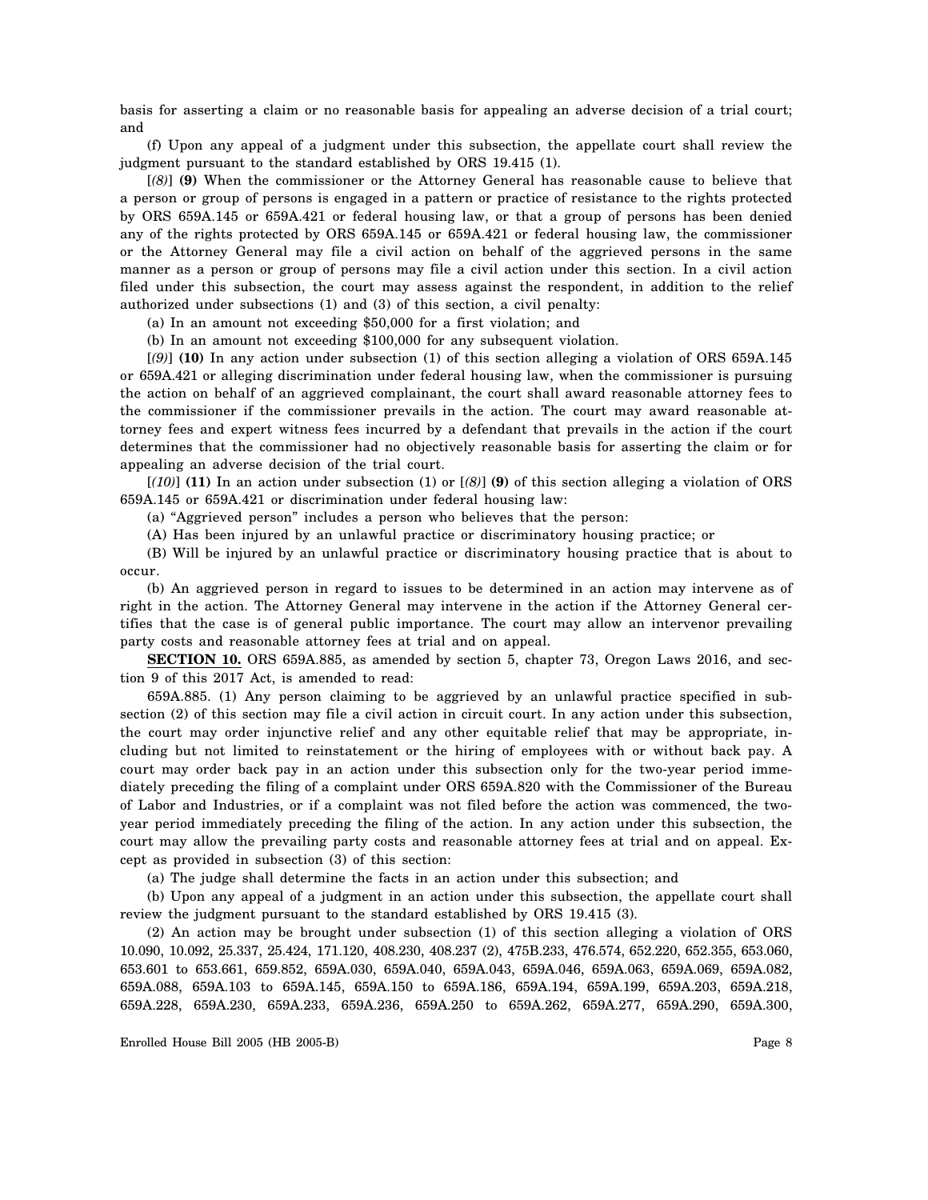basis for asserting a claim or no reasonable basis for appealing an adverse decision of a trial court; and

(f) Upon any appeal of a judgment under this subsection, the appellate court shall review the judgment pursuant to the standard established by ORS 19.415 (1).

[*(8)*] **(9)** When the commissioner or the Attorney General has reasonable cause to believe that a person or group of persons is engaged in a pattern or practice of resistance to the rights protected by ORS 659A.145 or 659A.421 or federal housing law, or that a group of persons has been denied any of the rights protected by ORS 659A.145 or 659A.421 or federal housing law, the commissioner or the Attorney General may file a civil action on behalf of the aggrieved persons in the same manner as a person or group of persons may file a civil action under this section. In a civil action filed under this subsection, the court may assess against the respondent, in addition to the relief authorized under subsections (1) and (3) of this section, a civil penalty:

(a) In an amount not exceeding $50,000 for a first violation; and

(b) In an amount not exceeding $100,000 for any subsequent violation.

[*(9)*] **(10)** In any action under subsection (1) of this section alleging a violation of ORS 659A.145 or 659A.421 or alleging discrimination under federal housing law, when the commissioner is pursuing the action on behalf of an aggrieved complainant, the court shall award reasonable attorney fees to the commissioner if the commissioner prevails in the action. The court may award reasonable attorney fees and expert witness fees incurred by a defendant that prevails in the action if the court determines that the commissioner had no objectively reasonable basis for asserting the claim or for appealing an adverse decision of the trial court.

[*(10)*] **(11)** In an action under subsection (1) or [*(8)*] **(9)** of this section alleging a violation of ORS 659A.145 or 659A.421 or discrimination under federal housing law:

(a) "Aggrieved person" includes a person who believes that the person:

(A) Has been injured by an unlawful practice or discriminatory housing practice; or

(B) Will be injured by an unlawful practice or discriminatory housing practice that is about to occur.

(b) An aggrieved person in regard to issues to be determined in an action may intervene as of right in the action. The Attorney General may intervene in the action if the Attorney General certifies that the case is of general public importance. The court may allow an intervenor prevailing party costs and reasonable attorney fees at trial and on appeal.

**SECTION 10.** ORS 659A.885, as amended by section 5, chapter 73, Oregon Laws 2016, and section 9 of this 2017 Act, is amended to read:

659A.885. (1) Any person claiming to be aggrieved by an unlawful practice specified in subsection (2) of this section may file a civil action in circuit court. In any action under this subsection, the court may order injunctive relief and any other equitable relief that may be appropriate, including but not limited to reinstatement or the hiring of employees with or without back pay. A court may order back pay in an action under this subsection only for the two-year period immediately preceding the filing of a complaint under ORS 659A.820 with the Commissioner of the Bureau of Labor and Industries, or if a complaint was not filed before the action was commenced, the two-year period immediately preceding the filing of the action. In any action under this subsection, the court may allow the prevailing party costs and reasonable attorney fees at trial and on appeal. Except as provided in subsection (3) of this section:

(a) The judge shall determine the facts in an action under this subsection; and

(b) Upon any appeal of a judgment in an action under this subsection, the appellate court shall review the judgment pursuant to the standard established by ORS 19.415 (3).

(2) An action may be brought under subsection (1) of this section alleging a violation of ORS 10.090, 10.092, 25.337, 25.424, 171.120, 408.230, 408.237 (2), 475B.233, 476.574, 652.220, 652.355, 653.060, 653.601 to 653.661, 659.852, 659A.030, 659A.040, 659A.043, 659A.046, 659A.063, 659A.069, 659A.082, 659A.088, 659A.103 to 659A.145, 659A.150 to 659A.186, 659A.194, 659A.199, 659A.203, 659A.218, 659A.228, 659A.230, 659A.233, 659A.236, 659A.250 to 659A.262, 659A.277, 659A.290, 659A.300,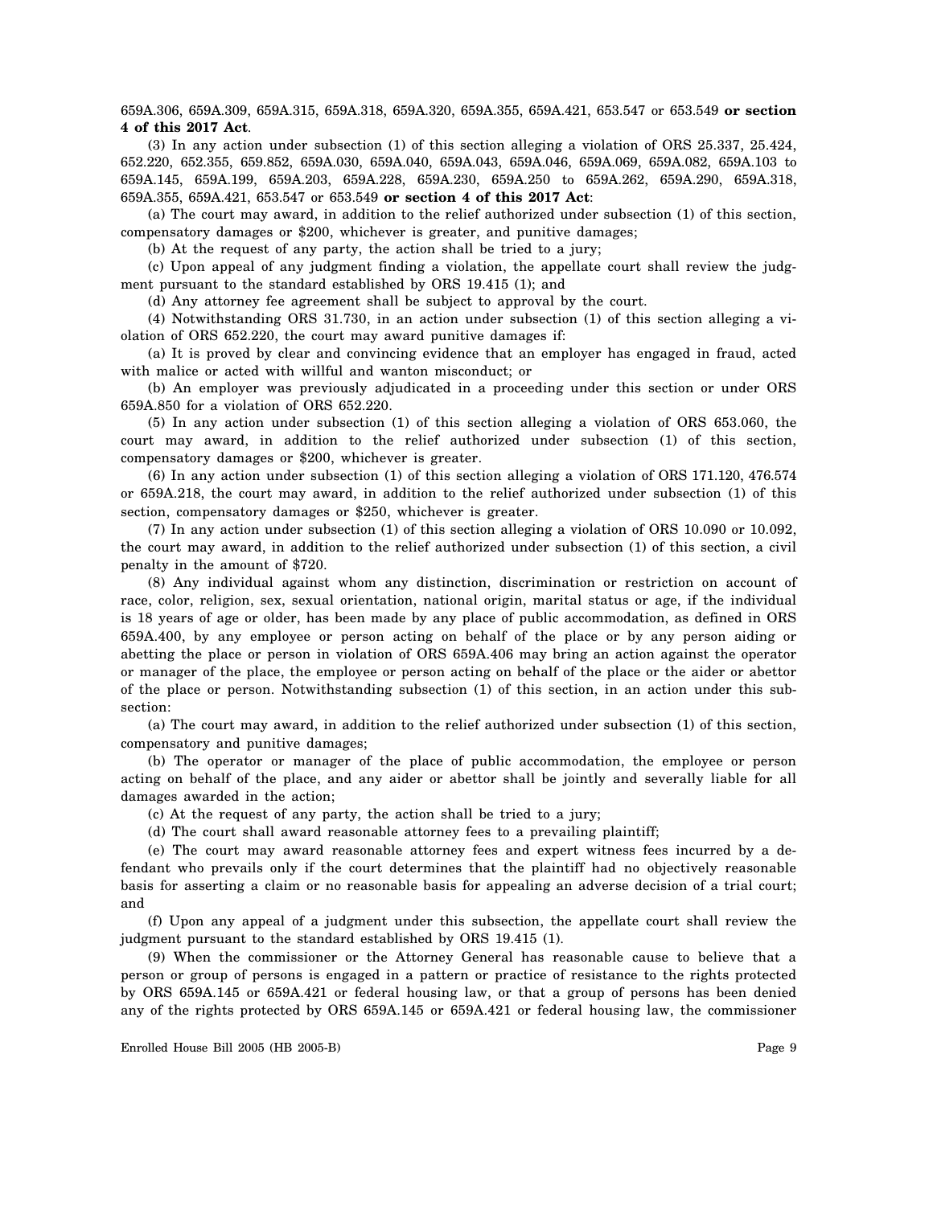659A.306, 659A.309, 659A.315, 659A.318, 659A.320, 659A.355, 659A.421, 653.547 or 653.549 **or section 4 of this 2017 Act**.

(3) In any action under subsection (1) of this section alleging a violation of ORS 25.337, 25.424, 652.220, 652.355, 659.852, 659A.030, 659A.040, 659A.043, 659A.046, 659A.069, 659A.082, 659A.103 to 659A.145, 659A.199, 659A.203, 659A.228, 659A.230, 659A.250 to 659A.262, 659A.290, 659A.318, 659A.355, 659A.421, 653.547 or 653.549 **or section 4 of this 2017 Act**:

(a) The court may award, in addition to the relief authorized under subsection (1) of this section, compensatory damages or $200, whichever is greater, and punitive damages;

(b) At the request of any party, the action shall be tried to a jury;

(c) Upon appeal of any judgment finding a violation, the appellate court shall review the judgment pursuant to the standard established by ORS 19.415 (1); and

(d) Any attorney fee agreement shall be subject to approval by the court.

(4) Notwithstanding ORS 31.730, in an action under subsection (1) of this section alleging a violation of ORS 652.220, the court may award punitive damages if:

(a) It is proved by clear and convincing evidence that an employer has engaged in fraud, acted with malice or acted with willful and wanton misconduct; or

(b) An employer was previously adjudicated in a proceeding under this section or under ORS 659A.850 for a violation of ORS 652.220.

(5) In any action under subsection (1) of this section alleging a violation of ORS 653.060, the court may award, in addition to the relief authorized under subsection (1) of this section, compensatory damages or $200, whichever is greater.

(6) In any action under subsection (1) of this section alleging a violation of ORS 171.120, 476.574 or 659A.218, the court may award, in addition to the relief authorized under subsection (1) of this section, compensatory damages or $250, whichever is greater.

(7) In any action under subsection (1) of this section alleging a violation of ORS 10.090 or 10.092, the court may award, in addition to the relief authorized under subsection (1) of this section, a civil penalty in the amount of $720.

(8) Any individual against whom any distinction, discrimination or restriction on account of race, color, religion, sex, sexual orientation, national origin, marital status or age, if the individual is 18 years of age or older, has been made by any place of public accommodation, as defined in ORS 659A.400, by any employee or person acting on behalf of the place or by any person aiding or abetting the place or person in violation of ORS 659A.406 may bring an action against the operator or manager of the place, the employee or person acting on behalf of the place or the aider or abettor of the place or person. Notwithstanding subsection (1) of this section, in an action under this subsection:

(a) The court may award, in addition to the relief authorized under subsection (1) of this section, compensatory and punitive damages;

(b) The operator or manager of the place of public accommodation, the employee or person acting on behalf of the place, and any aider or abettor shall be jointly and severally liable for all damages awarded in the action;

(c) At the request of any party, the action shall be tried to a jury;

(d) The court shall award reasonable attorney fees to a prevailing plaintiff;

(e) The court may award reasonable attorney fees and expert witness fees incurred by a defendant who prevails only if the court determines that the plaintiff had no objectively reasonable basis for asserting a claim or no reasonable basis for appealing an adverse decision of a trial court; and

(f) Upon any appeal of a judgment under this subsection, the appellate court shall review the judgment pursuant to the standard established by ORS 19.415 (1).

(9) When the commissioner or the Attorney General has reasonable cause to believe that a person or group of persons is engaged in a pattern or practice of resistance to the rights protected by ORS 659A.145 or 659A.421 or federal housing law, or that a group of persons has been denied any of the rights protected by ORS 659A.145 or 659A.421 or federal housing law, the commissioner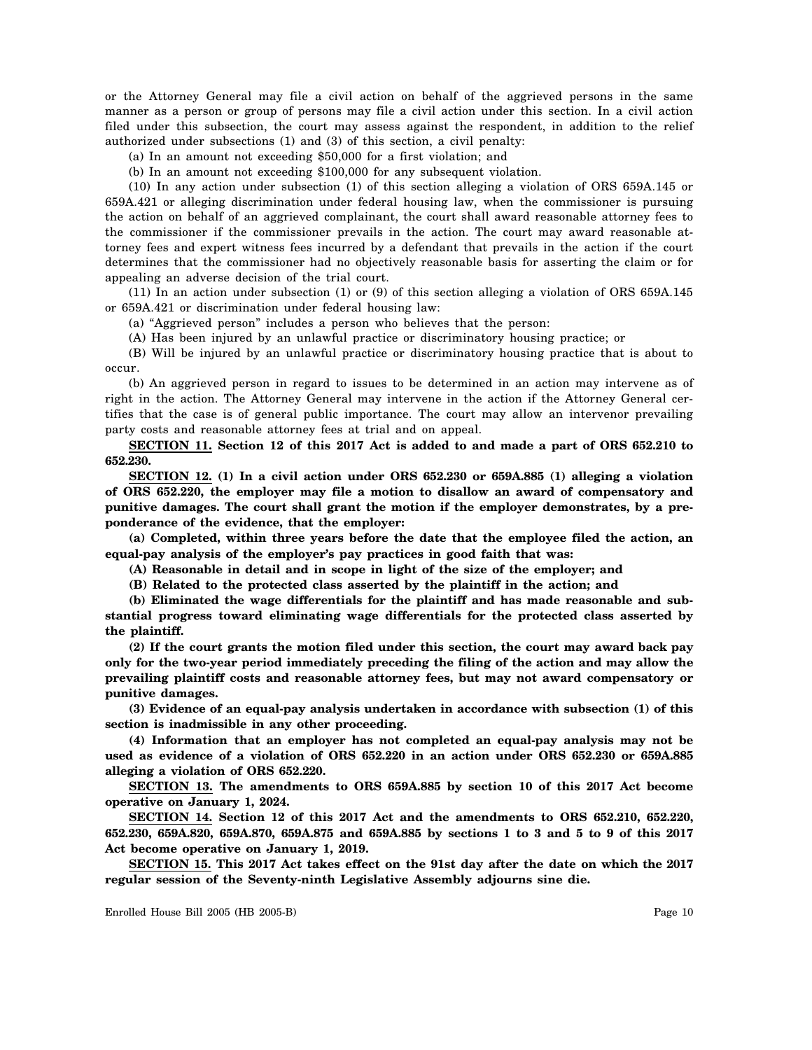or the Attorney General may file a civil action on behalf of the aggrieved persons in the same manner as a person or group of persons may file a civil action under this section. In a civil action filed under this subsection, the court may assess against the respondent, in addition to the relief authorized under subsections (1) and (3) of this section, a civil penalty:

(a) In an amount not exceeding $50,000 for a first violation; and

(b) In an amount not exceeding $100,000 for any subsequent violation.

(10) In any action under subsection (1) of this section alleging a violation of ORS 659A.145 or 659A.421 or alleging discrimination under federal housing law, when the commissioner is pursuing the action on behalf of an aggrieved complainant, the court shall award reasonable attorney fees to the commissioner if the commissioner prevails in the action. The court may award reasonable attorney fees and expert witness fees incurred by a defendant that prevails in the action if the court determines that the commissioner had no objectively reasonable basis for asserting the claim or for appealing an adverse decision of the trial court.

(11) In an action under subsection (1) or (9) of this section alleging a violation of ORS 659A.145 or 659A.421 or discrimination under federal housing law:

(a) "Aggrieved person" includes a person who believes that the person:

(A) Has been injured by an unlawful practice or discriminatory housing practice; or

(B) Will be injured by an unlawful practice or discriminatory housing practice that is about to occur.

(b) An aggrieved person in regard to issues to be determined in an action may intervene as of right in the action. The Attorney General may intervene in the action if the Attorney General certifies that the case is of general public importance. The court may allow an intervenor prevailing party costs and reasonable attorney fees at trial and on appeal.

**SECTION 11. Section 12 of this 2017 Act is added to and made a part of ORS 652.210 to 652.230.**

**SECTION 12. (1) In a civil action under ORS 652.230 or 659A.885 (1) alleging a violation of ORS 652.220, the employer may file a motion to disallow an award of compensatory and punitive damages. The court shall grant the motion if the employer demonstrates, by a preponderance of the evidence, that the employer:**

**(a) Completed, within three years before the date that the employee filed the action, an equal-pay analysis of the employer's pay practices in good faith that was:**

**(A) Reasonable in detail and in scope in light of the size of the employer; and**

**(B) Related to the protected class asserted by the plaintiff in the action; and**

**(b) Eliminated the wage differentials for the plaintiff and has made reasonable and substantial progress toward eliminating wage differentials for the protected class asserted by the plaintiff.**

**(2) If the court grants the motion filed under this section, the court may award back pay only for the two-year period immediately preceding the filing of the action and may allow the prevailing plaintiff costs and reasonable attorney fees, but may not award compensatory or punitive damages.**

**(3) Evidence of an equal-pay analysis undertaken in accordance with subsection (1) of this section is inadmissible in any other proceeding.**

**(4) Information that an employer has not completed an equal-pay analysis may not be used as evidence of a violation of ORS 652.220 in an action under ORS 652.230 or 659A.885 alleging a violation of ORS 652.220.**

**SECTION 13. The amendments to ORS 659A.885 by section 10 of this 2017 Act become operative on January 1, 2024.**

**SECTION 14. Section 12 of this 2017 Act and the amendments to ORS 652.210, 652.220, 652.230, 659A.820, 659A.870, 659A.875 and 659A.885 by sections 1 to 3 and 5 to 9 of this 2017 Act become operative on January 1, 2019.**

**SECTION 15. This 2017 Act takes effect on the 91st day after the date on which the 2017 regular session of the Seventy-ninth Legislative Assembly adjourns sine die.**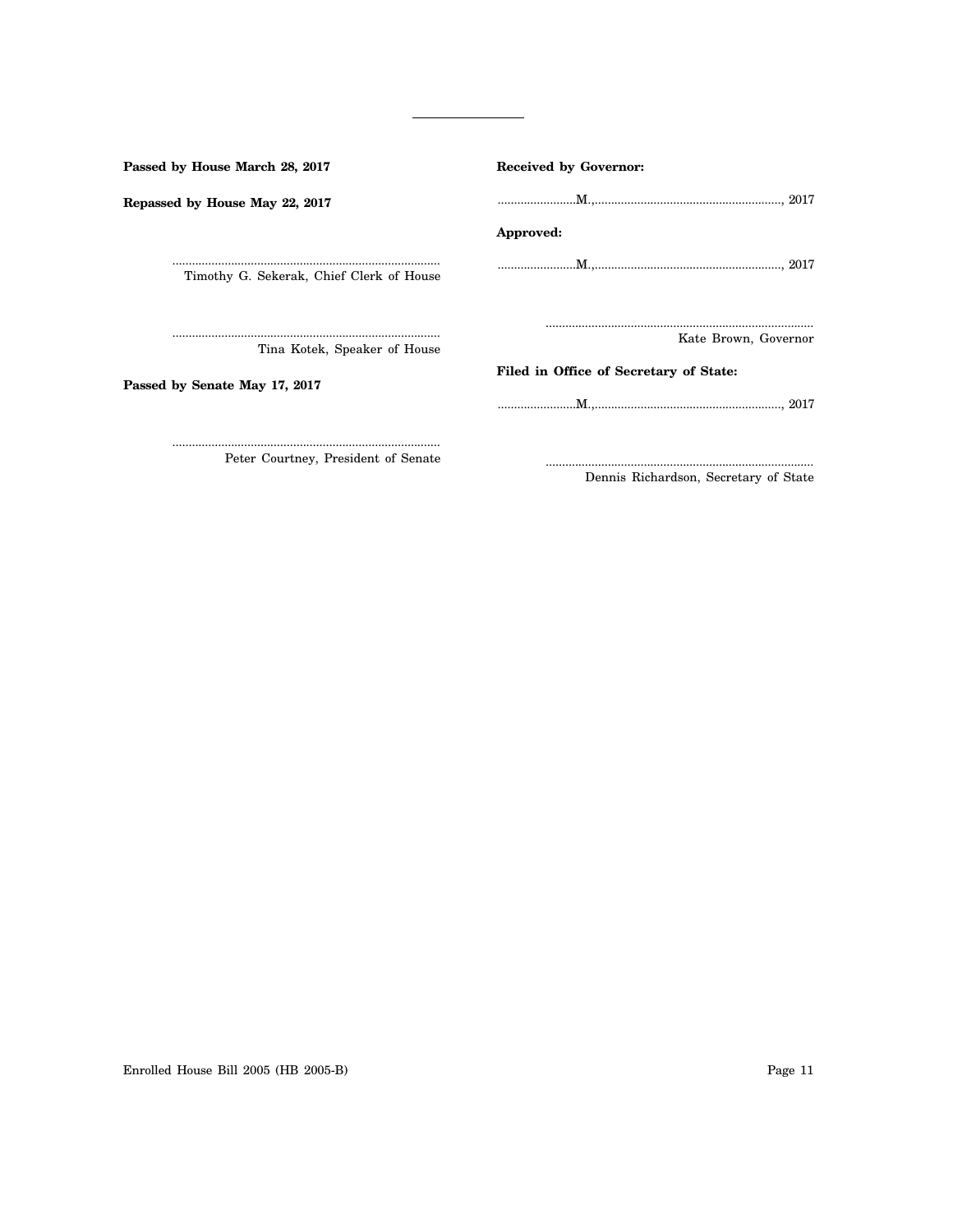**Passed by House March 28, 2017**

**Repassed by House May 22, 2017**

..................................................................................
Timothy G. Sekerak, Chief Clerk of House

..................................................................................
Tina Kotek, Speaker of House

**Passed by Senate May 17, 2017**

..................................................................................
Peter Courtney, President of Senate

**Received by Governor:**

........................M.,........................................................., 2017

**Approved:**

........................M.,........................................................., 2017

..................................................................................
Kate Brown, Governor

**Filed in Office of Secretary of State:**

........................M.,........................................................., 2017

..................................................................................
Dennis Richardson, Secretary of State

Enrolled House Bill 2005 (HB 2005-B)